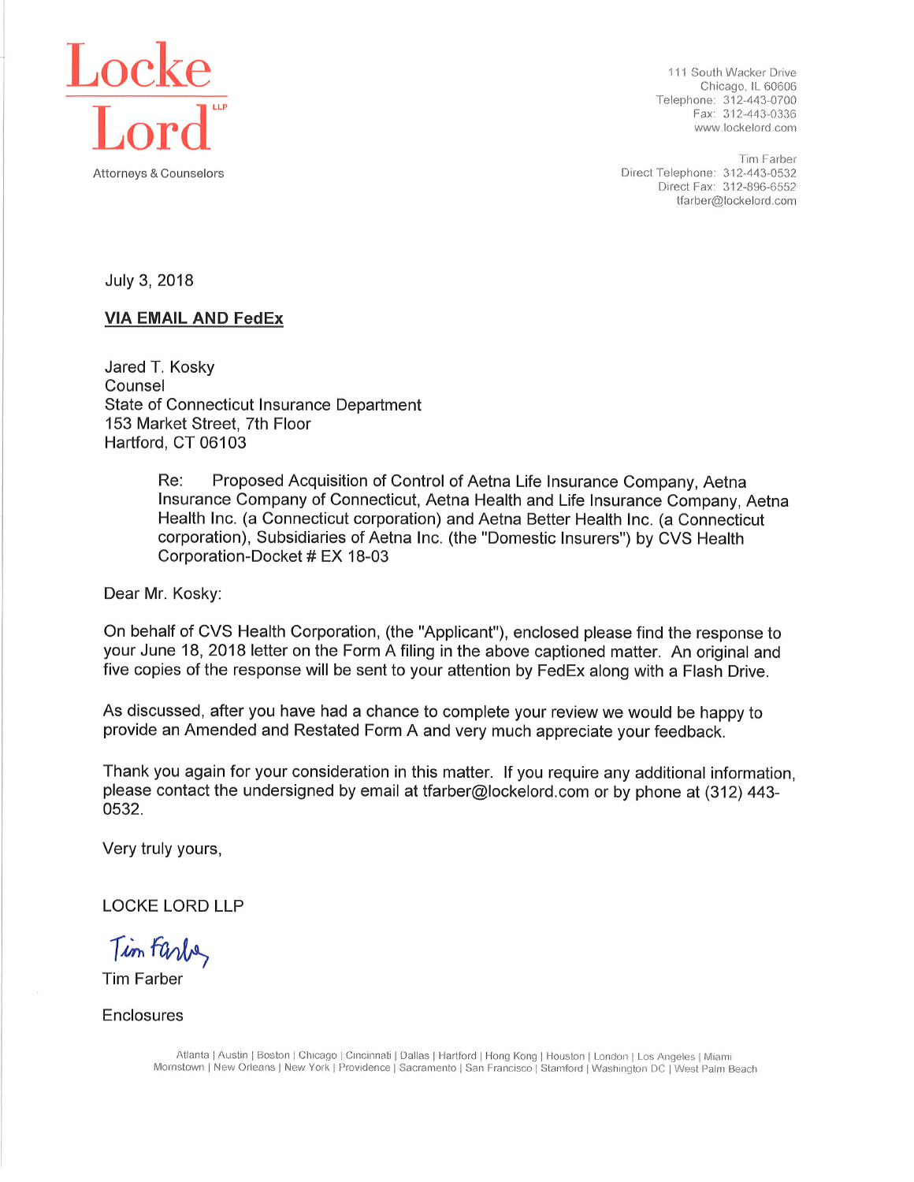# Locke Lord LLP

Attorneys & Counselors

111 South Wacker Drive
Chicago, IL 60606
Telephone: 312-443-0700
Fax: 312-443-0336
www.lockelord.com

Tim Farber
Direct Telephone: 312-443-0532
Direct Fax: 312-896-6552
tfarber@lockelord.com

July 3, 2018

**VIA EMAIL AND FedEx**

Jared T. Kosky
Counsel
State of Connecticut Insurance Department
153 Market Street, 7th Floor
Hartford, CT 06103

> Re: Proposed Acquisition of Control of Aetna Life Insurance Company, Aetna Insurance Company of Connecticut, Aetna Health and Life Insurance Company, Aetna Health Inc. (a Connecticut corporation) and Aetna Better Health Inc. (a Connecticut corporation), Subsidiaries of Aetna Inc. (the "Domestic Insurers") by CVS Health Corporation-Docket # EX 18-03

Dear Mr. Kosky:

On behalf of CVS Health Corporation, (the "Applicant"), enclosed please find the response to your June 18, 2018 letter on the Form A filing in the above captioned matter. An original and five copies of the response will be sent to your attention by FedEx along with a Flash Drive.

As discussed, after you have had a chance to complete your review we would be happy to provide an Amended and Restated Form A and very much appreciate your feedback.

Thank you again for your consideration in this matter. If you require any additional information, please contact the undersigned by email at tfarber@lockelord.com or by phone at (312) 443-0532.

Very truly yours,

LOCKE LORD LLP

Tim Farber

Tim Farber

Enclosures

Atlanta | Austin | Boston | Chicago | Cincinnati | Dallas | Hartford | Hong Kong | Houston | London | Los Angeles | Miami
Morristown | New Orleans | New York | Providence | Sacramento | San Francisco | Stamford | Washington DC | West Palm Beach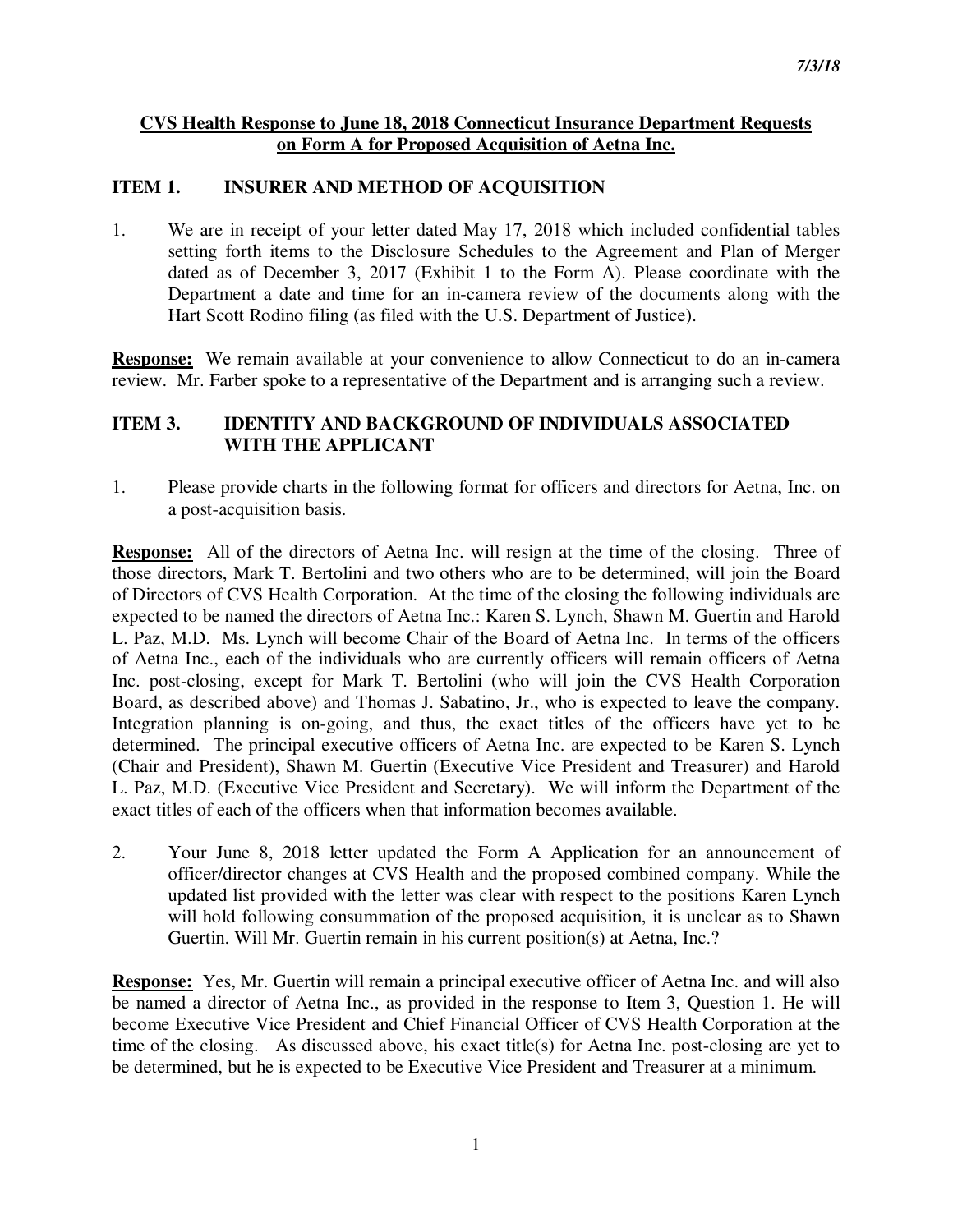*7/3/18*

**CVS Health Response to June 18, 2018 Connecticut Insurance Department Requests on Form A for Proposed Acquisition of Aetna Inc.**

## ITEM 1. INSURER AND METHOD OF ACQUISITION

1. We are in receipt of your letter dated May 17, 2018 which included confidential tables setting forth items to the Disclosure Schedules to the Agreement and Plan of Merger dated as of December 3, 2017 (Exhibit 1 to the Form A). Please coordinate with the Department a date and time for an in-camera review of the documents along with the Hart Scott Rodino filing (as filed with the U.S. Department of Justice).

**Response:** We remain available at your convenience to allow Connecticut to do an in-camera review. Mr. Farber spoke to a representative of the Department and is arranging such a review.

## ITEM 3. IDENTITY AND BACKGROUND OF INDIVIDUALS ASSOCIATED WITH THE APPLICANT

1. Please provide charts in the following format for officers and directors for Aetna, Inc. on a post-acquisition basis.

**Response:** All of the directors of Aetna Inc. will resign at the time of the closing. Three of those directors, Mark T. Bertolini and two others who are to be determined, will join the Board of Directors of CVS Health Corporation. At the time of the closing the following individuals are expected to be named the directors of Aetna Inc.: Karen S. Lynch, Shawn M. Guertin and Harold L. Paz, M.D. Ms. Lynch will become Chair of the Board of Aetna Inc. In terms of the officers of Aetna Inc., each of the individuals who are currently officers will remain officers of Aetna Inc. post-closing, except for Mark T. Bertolini (who will join the CVS Health Corporation Board, as described above) and Thomas J. Sabatino, Jr., who is expected to leave the company. Integration planning is on-going, and thus, the exact titles of the officers have yet to be determined. The principal executive officers of Aetna Inc. are expected to be Karen S. Lynch (Chair and President), Shawn M. Guertin (Executive Vice President and Treasurer) and Harold L. Paz, M.D. (Executive Vice President and Secretary). We will inform the Department of the exact titles of each of the officers when that information becomes available.

2. Your June 8, 2018 letter updated the Form A Application for an announcement of officer/director changes at CVS Health and the proposed combined company. While the updated list provided with the letter was clear with respect to the positions Karen Lynch will hold following consummation of the proposed acquisition, it is unclear as to Shawn Guertin. Will Mr. Guertin remain in his current position(s) at Aetna, Inc.?

**Response:** Yes, Mr. Guertin will remain a principal executive officer of Aetna Inc. and will also be named a director of Aetna Inc., as provided in the response to Item 3, Question 1. He will become Executive Vice President and Chief Financial Officer of CVS Health Corporation at the time of the closing. As discussed above, his exact title(s) for Aetna Inc. post-closing are yet to be determined, but he is expected to be Executive Vice President and Treasurer at a minimum.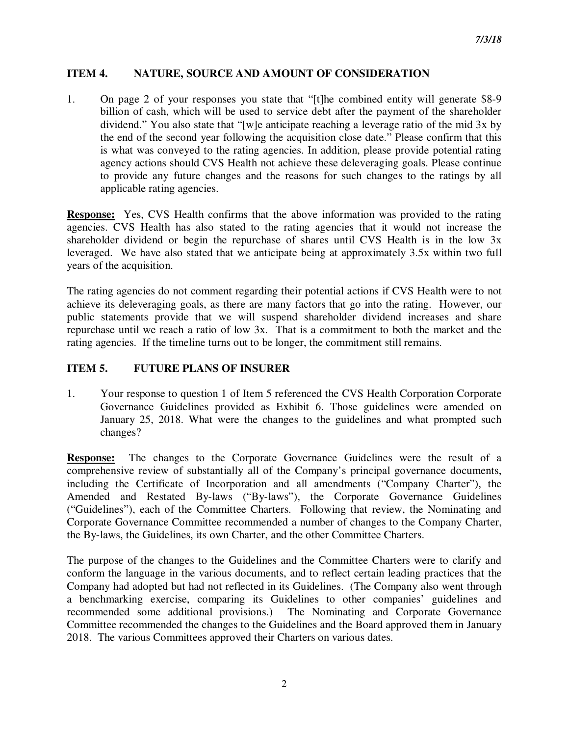## ITEM 4. NATURE, SOURCE AND AMOUNT OF CONSIDERATION

1. On page 2 of your responses you state that "[t]he combined entity will generate $8-9 billion of cash, which will be used to service debt after the payment of the shareholder dividend." You also state that "[w]e anticipate reaching a leverage ratio of the mid 3x by the end of the second year following the acquisition close date." Please confirm that this is what was conveyed to the rating agencies. In addition, please provide potential rating agency actions should CVS Health not achieve these deleveraging goals. Please continue to provide any future changes and the reasons for such changes to the ratings by all applicable rating agencies.

**Response:** Yes, CVS Health confirms that the above information was provided to the rating agencies. CVS Health has also stated to the rating agencies that it would not increase the shareholder dividend or begin the repurchase of shares until CVS Health is in the low 3x leveraged. We have also stated that we anticipate being at approximately 3.5x within two full years of the acquisition.

The rating agencies do not comment regarding their potential actions if CVS Health were to not achieve its deleveraging goals, as there are many factors that go into the rating. However, our public statements provide that we will suspend shareholder dividend increases and share repurchase until we reach a ratio of low 3x. That is a commitment to both the market and the rating agencies. If the timeline turns out to be longer, the commitment still remains.

## ITEM 5. FUTURE PLANS OF INSURER

1. Your response to question 1 of Item 5 referenced the CVS Health Corporation Corporate Governance Guidelines provided as Exhibit 6. Those guidelines were amended on January 25, 2018. What were the changes to the guidelines and what prompted such changes?

**Response:** The changes to the Corporate Governance Guidelines were the result of a comprehensive review of substantially all of the Company's principal governance documents, including the Certificate of Incorporation and all amendments ("Company Charter"), the Amended and Restated By-laws ("By-laws"), the Corporate Governance Guidelines ("Guidelines"), each of the Committee Charters. Following that review, the Nominating and Corporate Governance Committee recommended a number of changes to the Company Charter, the By-laws, the Guidelines, its own Charter, and the other Committee Charters.

The purpose of the changes to the Guidelines and the Committee Charters were to clarify and conform the language in the various documents, and to reflect certain leading practices that the Company had adopted but had not reflected in its Guidelines. (The Company also went through a benchmarking exercise, comparing its Guidelines to other companies' guidelines and recommended some additional provisions.) The Nominating and Corporate Governance Committee recommended the changes to the Guidelines and the Board approved them in January 2018. The various Committees approved their Charters on various dates.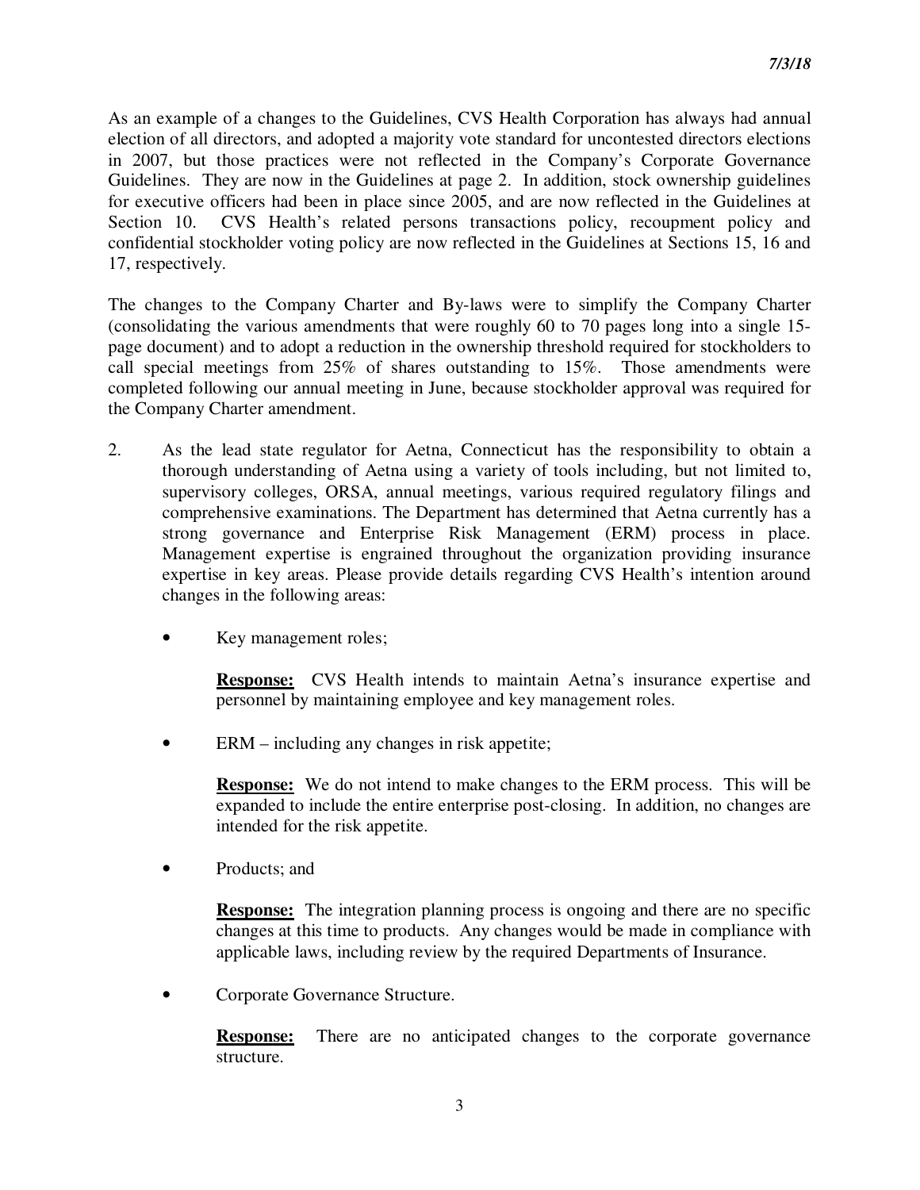As an example of a changes to the Guidelines, CVS Health Corporation has always had annual election of all directors, and adopted a majority vote standard for uncontested directors elections in 2007, but those practices were not reflected in the Company's Corporate Governance Guidelines. They are now in the Guidelines at page 2. In addition, stock ownership guidelines for executive officers had been in place since 2005, and are now reflected in the Guidelines at Section 10. CVS Health's related persons transactions policy, recoupment policy and confidential stockholder voting policy are now reflected in the Guidelines at Sections 15, 16 and 17, respectively.

The changes to the Company Charter and By-laws were to simplify the Company Charter (consolidating the various amendments that were roughly 60 to 70 pages long into a single 15-page document) and to adopt a reduction in the ownership threshold required for stockholders to call special meetings from 25% of shares outstanding to 15%. Those amendments were completed following our annual meeting in June, because stockholder approval was required for the Company Charter amendment.

2. As the lead state regulator for Aetna, Connecticut has the responsibility to obtain a thorough understanding of Aetna using a variety of tools including, but not limited to, supervisory colleges, ORSA, annual meetings, various required regulatory filings and comprehensive examinations. The Department has determined that Aetna currently has a strong governance and Enterprise Risk Management (ERM) process in place. Management expertise is engrained throughout the organization providing insurance expertise in key areas. Please provide details regarding CVS Health's intention around changes in the following areas:

   - Key management roles;

     **Response:** CVS Health intends to maintain Aetna's insurance expertise and personnel by maintaining employee and key management roles.

   - ERM – including any changes in risk appetite;

     **Response:** We do not intend to make changes to the ERM process. This will be expanded to include the entire enterprise post-closing. In addition, no changes are intended for the risk appetite.

   - Products; and

     **Response:** The integration planning process is ongoing and there are no specific changes at this time to products. Any changes would be made in compliance with applicable laws, including review by the required Departments of Insurance.

   - Corporate Governance Structure.

     **Response:** There are no anticipated changes to the corporate governance structure.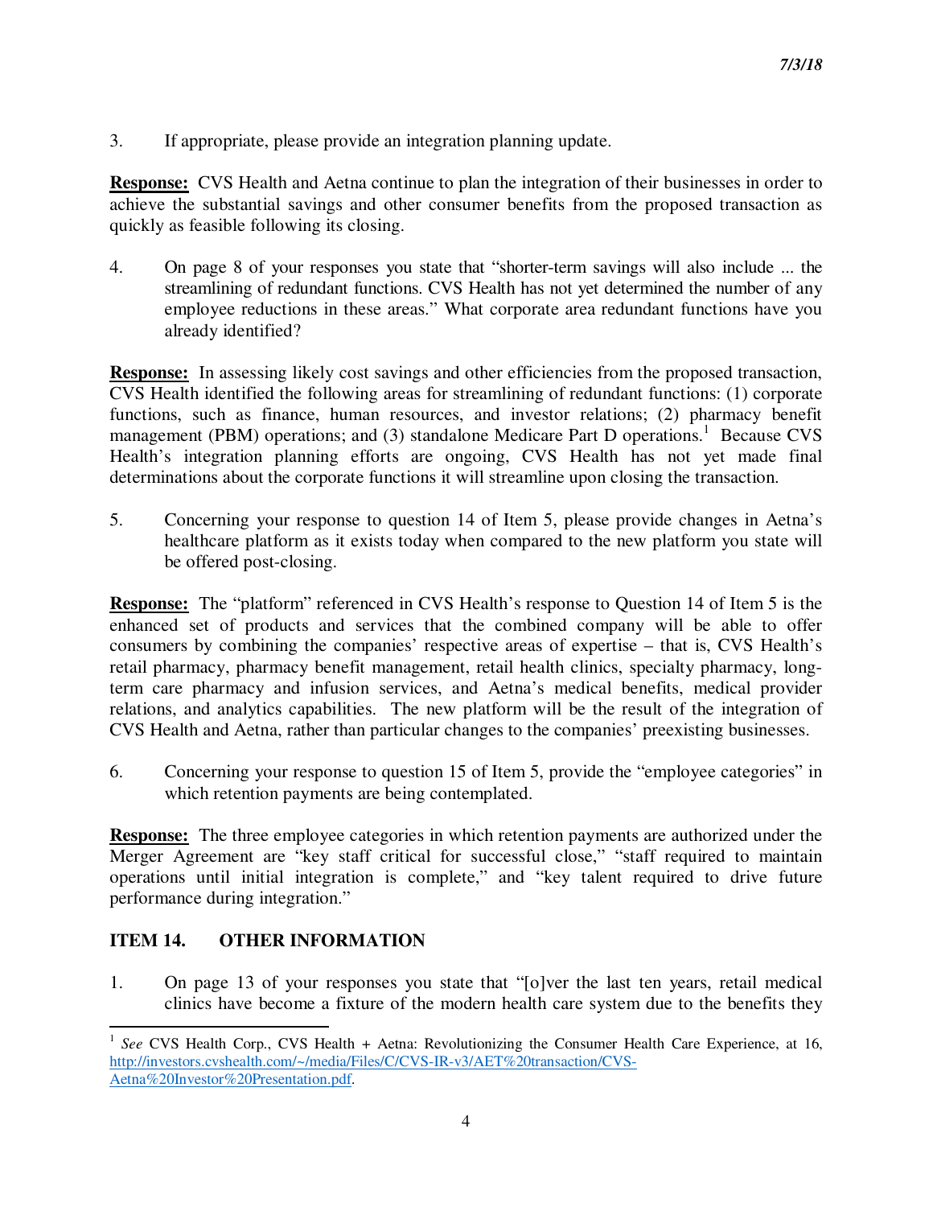3. If appropriate, please provide an integration planning update.

**Response:** CVS Health and Aetna continue to plan the integration of their businesses in order to achieve the substantial savings and other consumer benefits from the proposed transaction as quickly as feasible following its closing.

4. On page 8 of your responses you state that "shorter-term savings will also include ... the streamlining of redundant functions. CVS Health has not yet determined the number of any employee reductions in these areas." What corporate area redundant functions have you already identified?

**Response:** In assessing likely cost savings and other efficiencies from the proposed transaction, CVS Health identified the following areas for streamlining of redundant functions: (1) corporate functions, such as finance, human resources, and investor relations; (2) pharmacy benefit management (PBM) operations; and (3) standalone Medicare Part D operations.[1] Because CVS Health's integration planning efforts are ongoing, CVS Health has not yet made final determinations about the corporate functions it will streamline upon closing the transaction.

5. Concerning your response to question 14 of Item 5, please provide changes in Aetna's healthcare platform as it exists today when compared to the new platform you state will be offered post-closing.

**Response:** The "platform" referenced in CVS Health's response to Question 14 of Item 5 is the enhanced set of products and services that the combined company will be able to offer consumers by combining the companies' respective areas of expertise – that is, CVS Health's retail pharmacy, pharmacy benefit management, retail health clinics, specialty pharmacy, long-term care pharmacy and infusion services, and Aetna's medical benefits, medical provider relations, and analytics capabilities. The new platform will be the result of the integration of CVS Health and Aetna, rather than particular changes to the companies' preexisting businesses.

6. Concerning your response to question 15 of Item 5, provide the "employee categories" in which retention payments are being contemplated.

**Response:** The three employee categories in which retention payments are authorized under the Merger Agreement are "key staff critical for successful close," "staff required to maintain operations until initial integration is complete," and "key talent required to drive future performance during integration."

## ITEM 14. OTHER INFORMATION

1. On page 13 of your responses you state that "[o]ver the last ten years, retail medical clinics have become a fixture of the modern health care system due to the benefits they

---

[1] *See* CVS Health Corp., CVS Health + Aetna: Revolutionizing the Consumer Health Care Experience, at 16, http://investors.cvshealth.com/~/media/Files/C/CVS-IR-v3/AET%20transaction/CVS-Aetna%20Investor%20Presentation.pdf.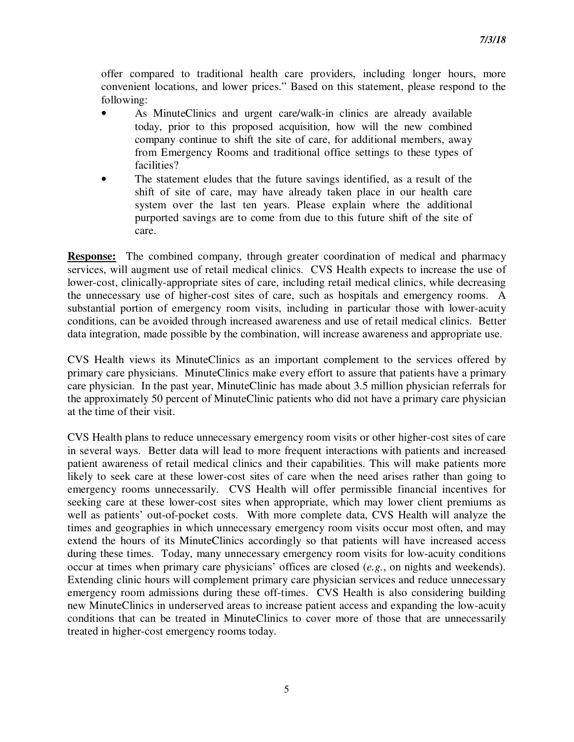offer compared to traditional health care providers, including longer hours, more convenient locations, and lower prices." Based on this statement, please respond to the following:

- As MinuteClinics and urgent care/walk-in clinics are already available today, prior to this proposed acquisition, how will the new combined company continue to shift the site of care, for additional members, away from Emergency Rooms and traditional office settings to these types of facilities?
- The statement eludes that the future savings identified, as a result of the shift of site of care, may have already taken place in our health care system over the last ten years. Please explain where the additional purported savings are to come from due to this future shift of the site of care.

**Response:** The combined company, through greater coordination of medical and pharmacy services, will augment use of retail medical clinics. CVS Health expects to increase the use of lower-cost, clinically-appropriate sites of care, including retail medical clinics, while decreasing the unnecessary use of higher-cost sites of care, such as hospitals and emergency rooms. A substantial portion of emergency room visits, including in particular those with lower-acuity conditions, can be avoided through increased awareness and use of retail medical clinics. Better data integration, made possible by the combination, will increase awareness and appropriate use.

CVS Health views its MinuteClinics as an important complement to the services offered by primary care physicians. MinuteClinics make every effort to assure that patients have a primary care physician. In the past year, MinuteClinic has made about 3.5 million physician referrals for the approximately 50 percent of MinuteClinic patients who did not have a primary care physician at the time of their visit.

CVS Health plans to reduce unnecessary emergency room visits or other higher-cost sites of care in several ways. Better data will lead to more frequent interactions with patients and increased patient awareness of retail medical clinics and their capabilities. This will make patients more likely to seek care at these lower-cost sites of care when the need arises rather than going to emergency rooms unnecessarily. CVS Health will offer permissible financial incentives for seeking care at these lower-cost sites when appropriate, which may lower client premiums as well as patients' out-of-pocket costs. With more complete data, CVS Health will analyze the times and geographies in which unnecessary emergency room visits occur most often, and may extend the hours of its MinuteClinics accordingly so that patients will have increased access during these times. Today, many unnecessary emergency room visits for low-acuity conditions occur at times when primary care physicians' offices are closed (*e.g.*, on nights and weekends). Extending clinic hours will complement primary care physician services and reduce unnecessary emergency room admissions during these off-times. CVS Health is also considering building new MinuteClinics in underserved areas to increase patient access and expanding the low-acuity conditions that can be treated in MinuteClinics to cover more of those that are unnecessarily treated in higher-cost emergency rooms today.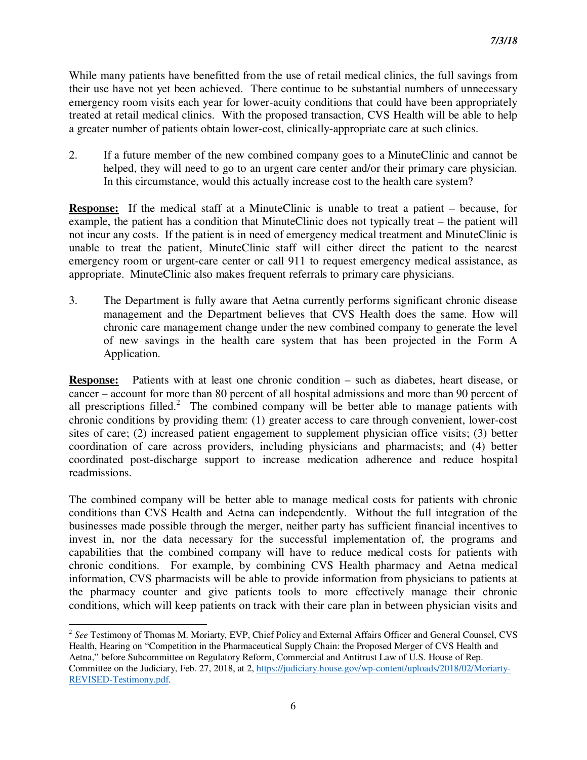While many patients have benefitted from the use of retail medical clinics, the full savings from their use have not yet been achieved. There continue to be substantial numbers of unnecessary emergency room visits each year for lower-acuity conditions that could have been appropriately treated at retail medical clinics. With the proposed transaction, CVS Health will be able to help a greater number of patients obtain lower-cost, clinically-appropriate care at such clinics.

2. If a future member of the new combined company goes to a MinuteClinic and cannot be helped, they will need to go to an urgent care center and/or their primary care physician. In this circumstance, would this actually increase cost to the health care system?

**Response:** If the medical staff at a MinuteClinic is unable to treat a patient – because, for example, the patient has a condition that MinuteClinic does not typically treat – the patient will not incur any costs. If the patient is in need of emergency medical treatment and MinuteClinic is unable to treat the patient, MinuteClinic staff will either direct the patient to the nearest emergency room or urgent-care center or call 911 to request emergency medical assistance, as appropriate. MinuteClinic also makes frequent referrals to primary care physicians.

3. The Department is fully aware that Aetna currently performs significant chronic disease management and the Department believes that CVS Health does the same. How will chronic care management change under the new combined company to generate the level of new savings in the health care system that has been projected in the Form A Application.

**Response:** Patients with at least one chronic condition – such as diabetes, heart disease, or cancer – account for more than 80 percent of all hospital admissions and more than 90 percent of all prescriptions filled.[2] The combined company will be better able to manage patients with chronic conditions by providing them: (1) greater access to care through convenient, lower-cost sites of care; (2) increased patient engagement to supplement physician office visits; (3) better coordination of care across providers, including physicians and pharmacists; and (4) better coordinated post-discharge support to increase medication adherence and reduce hospital readmissions.

The combined company will be better able to manage medical costs for patients with chronic conditions than CVS Health and Aetna can independently. Without the full integration of the businesses made possible through the merger, neither party has sufficient financial incentives to invest in, nor the data necessary for the successful implementation of, the programs and capabilities that the combined company will have to reduce medical costs for patients with chronic conditions. For example, by combining CVS Health pharmacy and Aetna medical information, CVS pharmacists will be able to provide information from physicians to patients at the pharmacy counter and give patients tools to more effectively manage their chronic conditions, which will keep patients on track with their care plan in between physician visits and

---

[2] *See* Testimony of Thomas M. Moriarty, EVP, Chief Policy and External Affairs Officer and General Counsel, CVS Health, Hearing on "Competition in the Pharmaceutical Supply Chain: the Proposed Merger of CVS Health and Aetna," before Subcommittee on Regulatory Reform, Commercial and Antitrust Law of U.S. House of Rep. Committee on the Judiciary, Feb. 27, 2018, at 2, https://judiciary.house.gov/wp-content/uploads/2018/02/Moriarty-REVISED-Testimony.pdf.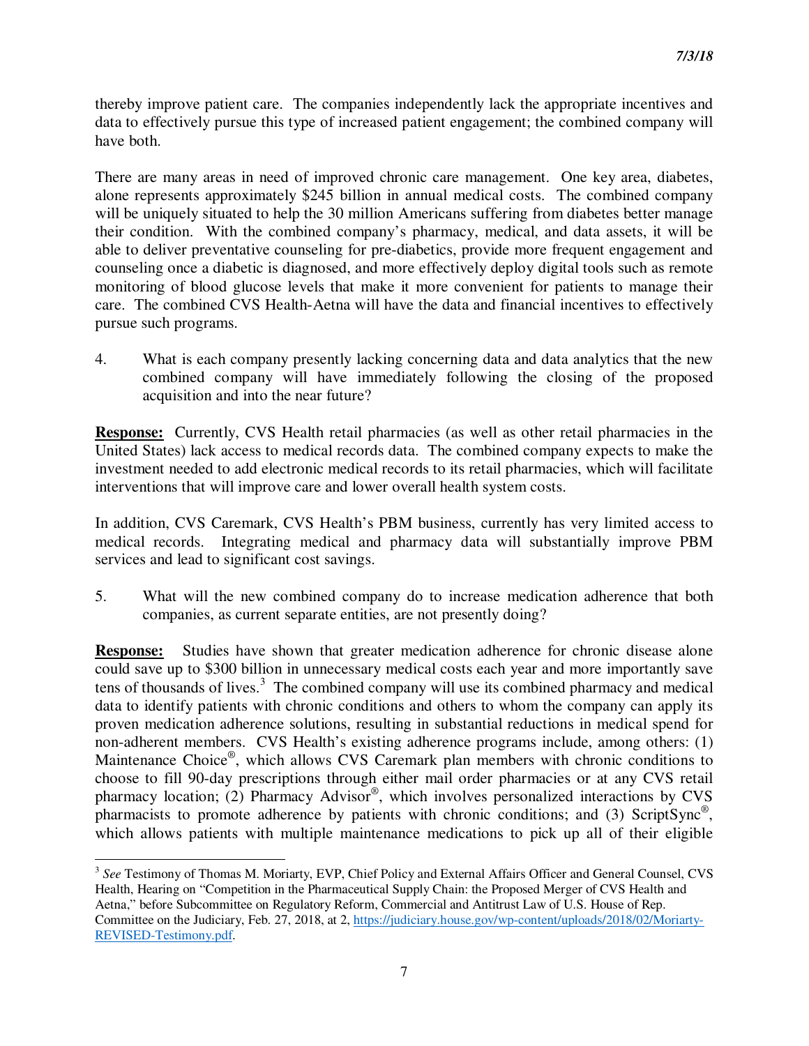thereby improve patient care. The companies independently lack the appropriate incentives and data to effectively pursue this type of increased patient engagement; the combined company will have both.

There are many areas in need of improved chronic care management. One key area, diabetes, alone represents approximately $245 billion in annual medical costs. The combined company will be uniquely situated to help the 30 million Americans suffering from diabetes better manage their condition. With the combined company's pharmacy, medical, and data assets, it will be able to deliver preventative counseling for pre-diabetics, provide more frequent engagement and counseling once a diabetic is diagnosed, and more effectively deploy digital tools such as remote monitoring of blood glucose levels that make it more convenient for patients to manage their care. The combined CVS Health-Aetna will have the data and financial incentives to effectively pursue such programs.

4. What is each company presently lacking concerning data and data analytics that the new combined company will have immediately following the closing of the proposed acquisition and into the near future?

**Response:** Currently, CVS Health retail pharmacies (as well as other retail pharmacies in the United States) lack access to medical records data. The combined company expects to make the investment needed to add electronic medical records to its retail pharmacies, which will facilitate interventions that will improve care and lower overall health system costs.

In addition, CVS Caremark, CVS Health's PBM business, currently has very limited access to medical records. Integrating medical and pharmacy data will substantially improve PBM services and lead to significant cost savings.

5. What will the new combined company do to increase medication adherence that both companies, as current separate entities, are not presently doing?

**Response:** Studies have shown that greater medication adherence for chronic disease alone could save up to $300 billion in unnecessary medical costs each year and more importantly save tens of thousands of lives.[3] The combined company will use its combined pharmacy and medical data to identify patients with chronic conditions and others to whom the company can apply its proven medication adherence solutions, resulting in substantial reductions in medical spend for non-adherent members. CVS Health's existing adherence programs include, among others: (1) Maintenance Choice®, which allows CVS Caremark plan members with chronic conditions to choose to fill 90-day prescriptions through either mail order pharmacies or at any CVS retail pharmacy location; (2) Pharmacy Advisor®, which involves personalized interactions by CVS pharmacists to promote adherence by patients with chronic conditions; and (3) ScriptSync®, which allows patients with multiple maintenance medications to pick up all of their eligible

[3] *See* Testimony of Thomas M. Moriarty, EVP, Chief Policy and External Affairs Officer and General Counsel, CVS Health, Hearing on "Competition in the Pharmaceutical Supply Chain: the Proposed Merger of CVS Health and Aetna," before Subcommittee on Regulatory Reform, Commercial and Antitrust Law of U.S. House of Rep. Committee on the Judiciary, Feb. 27, 2018, at 2, https://judiciary.house.gov/wp-content/uploads/2018/02/Moriarty-REVISED-Testimony.pdf.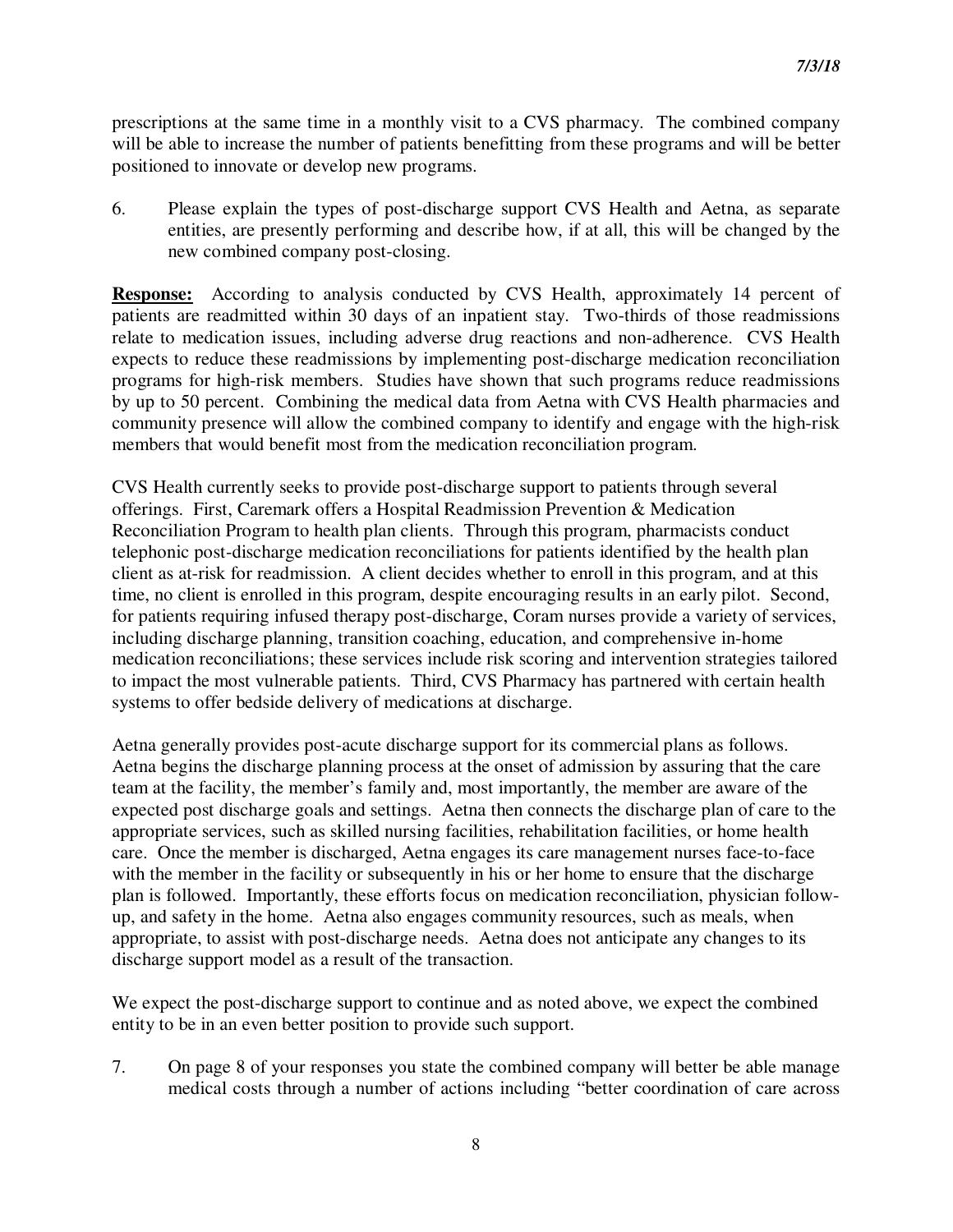prescriptions at the same time in a monthly visit to a CVS pharmacy. The combined company will be able to increase the number of patients benefitting from these programs and will be better positioned to innovate or develop new programs.

6. Please explain the types of post-discharge support CVS Health and Aetna, as separate entities, are presently performing and describe how, if at all, this will be changed by the new combined company post-closing.

**Response:** According to analysis conducted by CVS Health, approximately 14 percent of patients are readmitted within 30 days of an inpatient stay. Two-thirds of those readmissions relate to medication issues, including adverse drug reactions and non-adherence. CVS Health expects to reduce these readmissions by implementing post-discharge medication reconciliation programs for high-risk members. Studies have shown that such programs reduce readmissions by up to 50 percent. Combining the medical data from Aetna with CVS Health pharmacies and community presence will allow the combined company to identify and engage with the high-risk members that would benefit most from the medication reconciliation program.

CVS Health currently seeks to provide post-discharge support to patients through several offerings. First, Caremark offers a Hospital Readmission Prevention & Medication Reconciliation Program to health plan clients. Through this program, pharmacists conduct telephonic post-discharge medication reconciliations for patients identified by the health plan client as at-risk for readmission. A client decides whether to enroll in this program, and at this time, no client is enrolled in this program, despite encouraging results in an early pilot. Second, for patients requiring infused therapy post-discharge, Coram nurses provide a variety of services, including discharge planning, transition coaching, education, and comprehensive in-home medication reconciliations; these services include risk scoring and intervention strategies tailored to impact the most vulnerable patients. Third, CVS Pharmacy has partnered with certain health systems to offer bedside delivery of medications at discharge.

Aetna generally provides post-acute discharge support for its commercial plans as follows. Aetna begins the discharge planning process at the onset of admission by assuring that the care team at the facility, the member's family and, most importantly, the member are aware of the expected post discharge goals and settings. Aetna then connects the discharge plan of care to the appropriate services, such as skilled nursing facilities, rehabilitation facilities, or home health care. Once the member is discharged, Aetna engages its care management nurses face-to-face with the member in the facility or subsequently in his or her home to ensure that the discharge plan is followed. Importantly, these efforts focus on medication reconciliation, physician follow-up, and safety in the home. Aetna also engages community resources, such as meals, when appropriate, to assist with post-discharge needs. Aetna does not anticipate any changes to its discharge support model as a result of the transaction.

We expect the post-discharge support to continue and as noted above, we expect the combined entity to be in an even better position to provide such support.

7. On page 8 of your responses you state the combined company will better be able manage medical costs through a number of actions including "better coordination of care across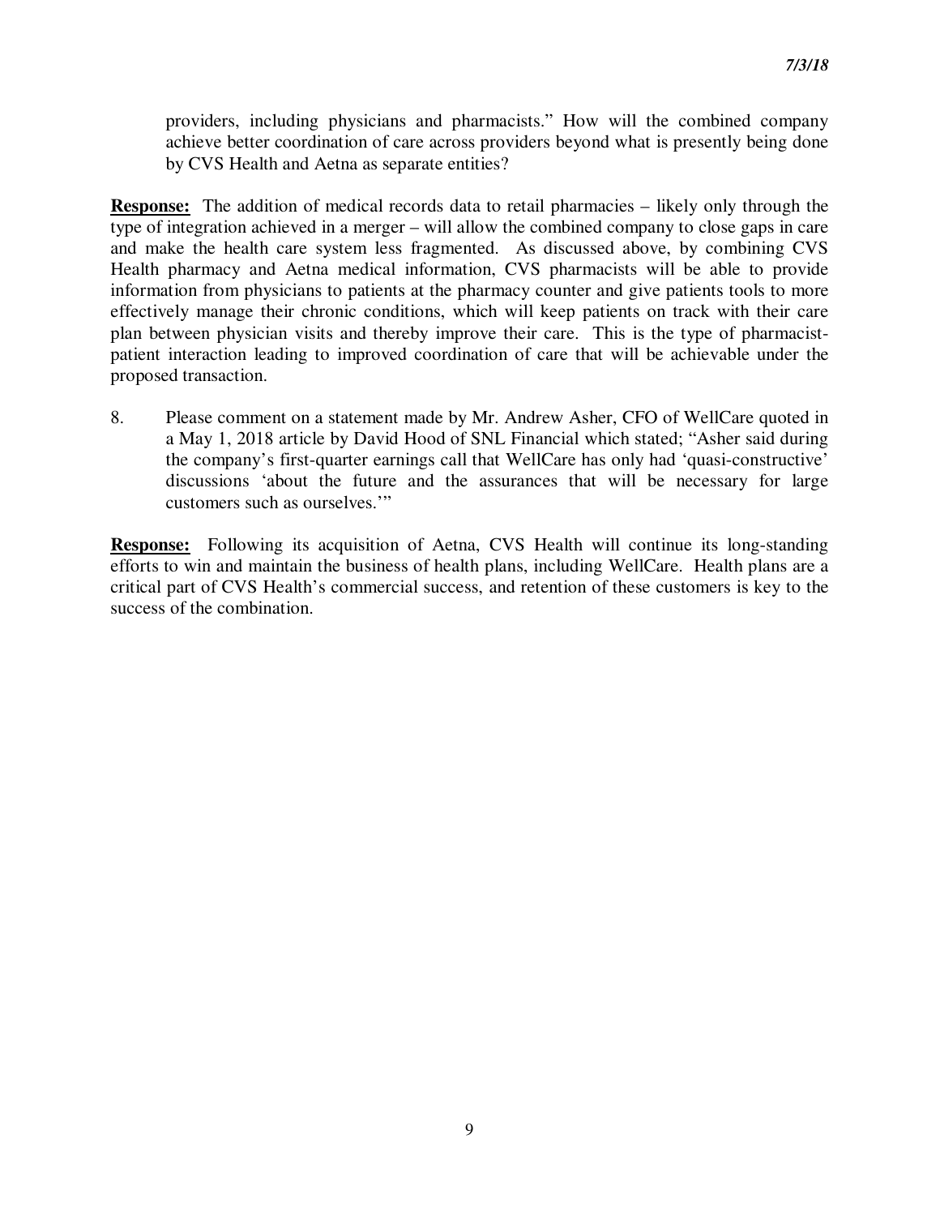providers, including physicians and pharmacists." How will the combined company achieve better coordination of care across providers beyond what is presently being done by CVS Health and Aetna as separate entities?

**<u>Response:</u>** The addition of medical records data to retail pharmacies – likely only through the type of integration achieved in a merger – will allow the combined company to close gaps in care and make the health care system less fragmented. As discussed above, by combining CVS Health pharmacy and Aetna medical information, CVS pharmacists will be able to provide information from physicians to patients at the pharmacy counter and give patients tools to more effectively manage their chronic conditions, which will keep patients on track with their care plan between physician visits and thereby improve their care. This is the type of pharmacist-patient interaction leading to improved coordination of care that will be achievable under the proposed transaction.

8. Please comment on a statement made by Mr. Andrew Asher, CFO of WellCare quoted in a May 1, 2018 article by David Hood of SNL Financial which stated; "Asher said during the company's first-quarter earnings call that WellCare has only had 'quasi-constructive' discussions 'about the future and the assurances that will be necessary for large customers such as ourselves.'"

**<u>Response:</u>** Following its acquisition of Aetna, CVS Health will continue its long-standing efforts to win and maintain the business of health plans, including WellCare. Health plans are a critical part of CVS Health's commercial success, and retention of these customers is key to the success of the combination.